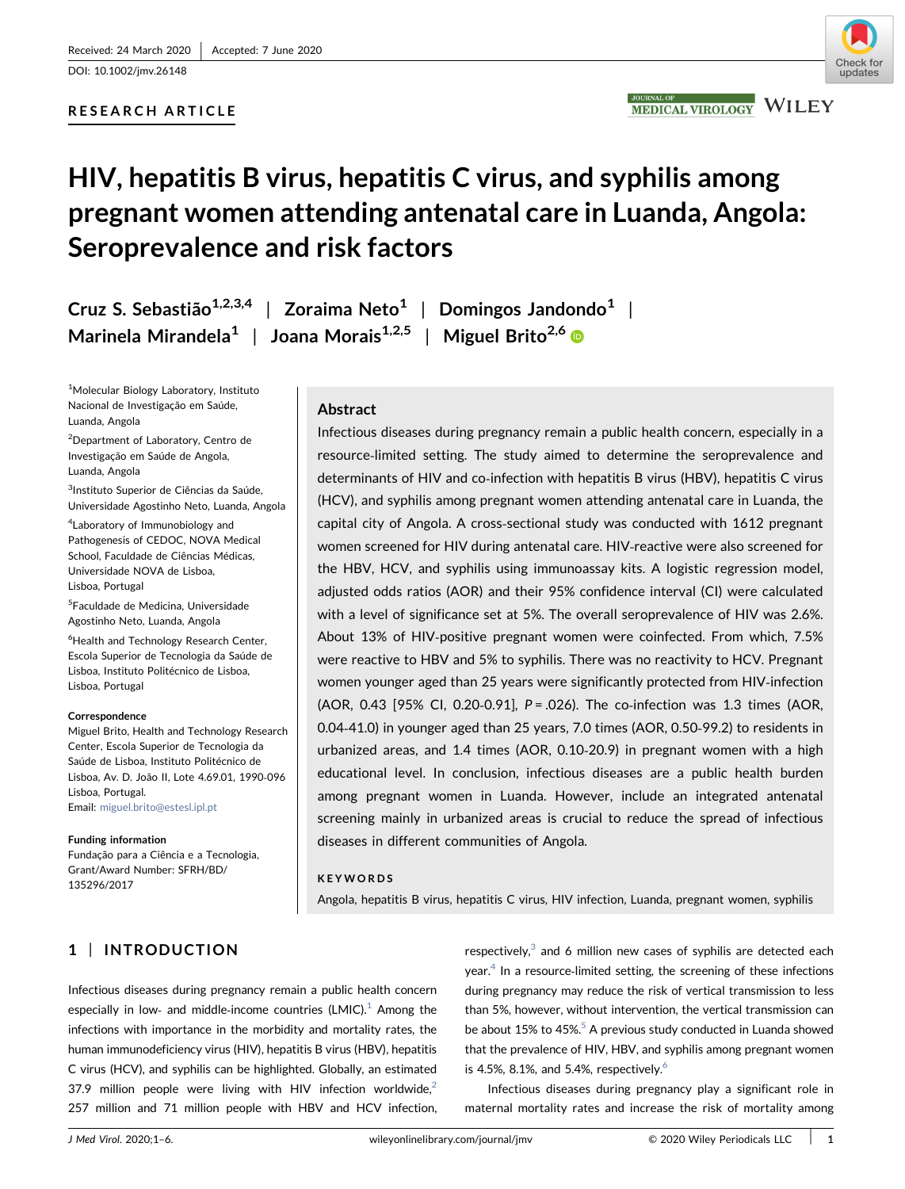Received: 24 March 2020 | Accepted: 7 June 2020

DOI: 10.1002/jmv.26148

RESEARCH ARTICLE

# HIV, hepatitis B virus, hepatitis C virus, and syphilis among pregnant women attending antenatal care in Luanda, Angola: Seroprevalence and risk factors

Cruz S. Sebastião[1,2,3,4] | Zoraima Neto[1] | Domingos Jandondo[1] | Marinela Mirandela[1] | Joana Morais[1,2,5] | Miguel Brito[2,6]

[1]Molecular Biology Laboratory, Instituto Nacional de Investigação em Saúde, Luanda, Angola

[2]Department of Laboratory, Centro de Investigação em Saúde de Angola, Luanda, Angola

[3]Instituto Superior de Ciências da Saúde, Universidade Agostinho Neto, Luanda, Angola

[4]Laboratory of Immunobiology and Pathogenesis of CEDOC, NOVA Medical School, Faculdade de Ciências Médicas, Universidade NOVA de Lisboa, Lisboa, Portugal

[5]Faculdade de Medicina, Universidade Agostinho Neto, Luanda, Angola

[6]Health and Technology Research Center, Escola Superior de Tecnologia da Saúde de Lisboa, Instituto Politécnico de Lisboa, Lisboa, Portugal

**Correspondence**

Miguel Brito, Health and Technology Research Center, Escola Superior de Tecnologia da Saúde de Lisboa, Instituto Politécnico de Lisboa, Av. D. João II, Lote 4.69.01, 1990-096 Lisboa, Portugal.
Email: miguel.brito@estesl.ipl.pt

**Funding information**

Fundação para a Ciência e a Tecnologia, Grant/Award Number: SFRH/BD/135296/2017

## Abstract

Infectious diseases during pregnancy remain a public health concern, especially in a resource-limited setting. The study aimed to determine the seroprevalence and determinants of HIV and co-infection with hepatitis B virus (HBV), hepatitis C virus (HCV), and syphilis among pregnant women attending antenatal care in Luanda, the capital city of Angola. A cross-sectional study was conducted with 1612 pregnant women screened for HIV during antenatal care. HIV-reactive were also screened for the HBV, HCV, and syphilis using immunoassay kits. A logistic regression model, adjusted odds ratios (AOR) and their 95% confidence interval (CI) were calculated with a level of significance set at 5%. The overall seroprevalence of HIV was 2.6%. About 13% of HIV-positive pregnant women were coinfected. From which, 7.5% were reactive to HBV and 5% to syphilis. There was no reactivity to HCV. Pregnant women younger aged than 25 years were significantly protected from HIV-infection (AOR, 0.43 [95% CI, 0.20-0.91], $P = .026$). The co-infection was 1.3 times (AOR, 0.04-41.0) in younger aged than 25 years, 7.0 times (AOR, 0.50-99.2) to residents in urbanized areas, and 1.4 times (AOR, 0.10-20.9) in pregnant women with a high educational level. In conclusion, infectious diseases are a public health burden among pregnant women in Luanda. However, include an integrated antenatal screening mainly in urbanized areas is crucial to reduce the spread of infectious diseases in different communities of Angola.

**KEYWORDS**

Angola, hepatitis B virus, hepatitis C virus, HIV infection, Luanda, pregnant women, syphilis

## 1 | INTRODUCTION

Infectious diseases during pregnancy remain a public health concern especially in low- and middle-income countries (LMIC).[1] Among the infections with importance in the morbidity and mortality rates, the human immunodeficiency virus (HIV), hepatitis B virus (HBV), hepatitis C virus (HCV), and syphilis can be highlighted. Globally, an estimated 37.9 million people were living with HIV infection worldwide,[2] 257 million and 71 million people with HBV and HCV infection, respectively,[3] and 6 million new cases of syphilis are detected each year.[4] In a resource-limited setting, the screening of these infections during pregnancy may reduce the risk of vertical transmission to less than 5%, however, without intervention, the vertical transmission can be about 15% to 45%.[5] A previous study conducted in Luanda showed that the prevalence of HIV, HBV, and syphilis among pregnant women is 4.5%, 8.1%, and 5.4%, respectively.[6]

Infectious diseases during pregnancy play a significant role in maternal mortality rates and increase the risk of mortality among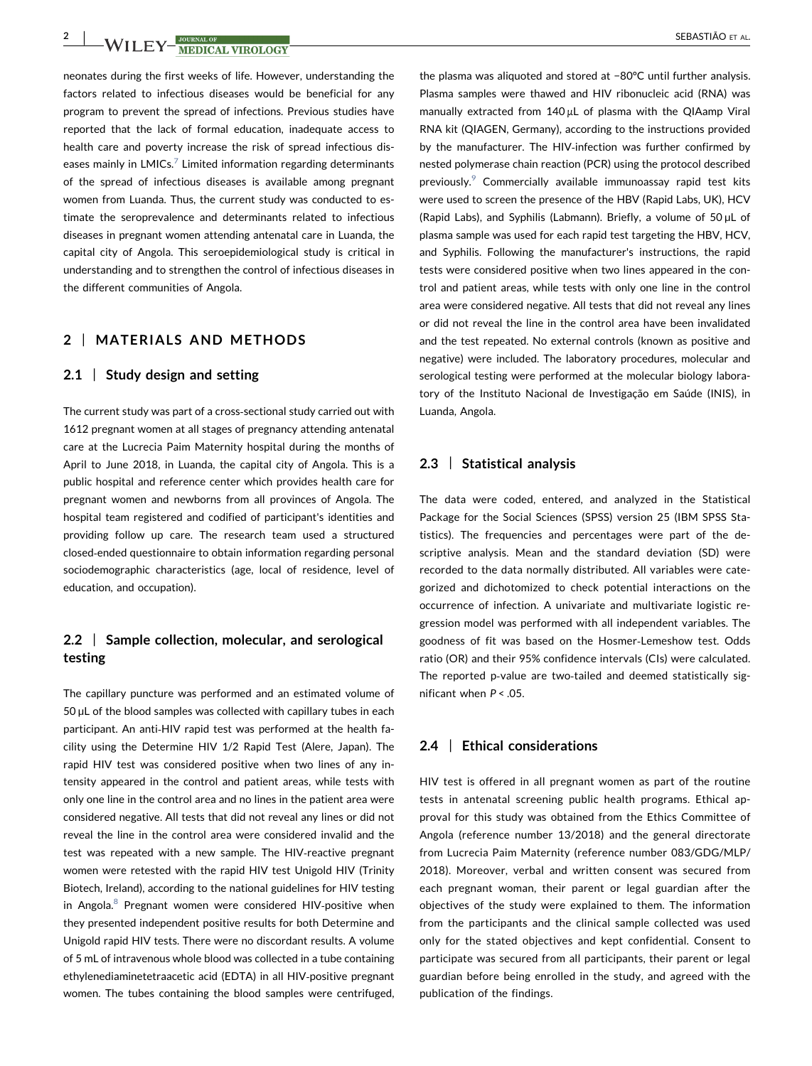neonates during the first weeks of life. However, understanding the factors related to infectious diseases would be beneficial for any program to prevent the spread of infections. Previous studies have reported that the lack of formal education, inadequate access to health care and poverty increase the risk of spread infectious diseases mainly in LMICs.[7] Limited information regarding determinants of the spread of infectious diseases is available among pregnant women from Luanda. Thus, the current study was conducted to estimate the seroprevalence and determinants related to infectious diseases in pregnant women attending antenatal care in Luanda, the capital city of Angola. This seroepidemiological study is critical in understanding and to strengthen the control of infectious diseases in the different communities of Angola.

## 2 | MATERIALS AND METHODS

### 2.1 | Study design and setting

The current study was part of a cross-sectional study carried out with 1612 pregnant women at all stages of pregnancy attending antenatal care at the Lucrecia Paim Maternity hospital during the months of April to June 2018, in Luanda, the capital city of Angola. This is a public hospital and reference center which provides health care for pregnant women and newborns from all provinces of Angola. The hospital team registered and codified of participant's identities and providing follow up care. The research team used a structured closed-ended questionnaire to obtain information regarding personal sociodemographic characteristics (age, local of residence, level of education, and occupation).

### 2.2 | Sample collection, molecular, and serological testing

The capillary puncture was performed and an estimated volume of 50 µL of the blood samples was collected with capillary tubes in each participant. An anti-HIV rapid test was performed at the health facility using the Determine HIV 1/2 Rapid Test (Alere, Japan). The rapid HIV test was considered positive when two lines of any intensity appeared in the control and patient areas, while tests with only one line in the control area and no lines in the patient area were considered negative. All tests that did not reveal any lines or did not reveal the line in the control area were considered invalid and the test was repeated with a new sample. The HIV-reactive pregnant women were retested with the rapid HIV test Unigold HIV (Trinity Biotech, Ireland), according to the national guidelines for HIV testing in Angola.[8] Pregnant women were considered HIV-positive when they presented independent positive results for both Determine and Unigold rapid HIV tests. There were no discordant results. A volume of 5 mL of intravenous whole blood was collected in a tube containing ethylenediaminetetraacetic acid (EDTA) in all HIV-positive pregnant women. The tubes containing the blood samples were centrifuged, the plasma was aliquoted and stored at −80°C until further analysis. Plasma samples were thawed and HIV ribonucleic acid (RNA) was manually extracted from 140 µL of plasma with the QIAamp Viral RNA kit (QIAGEN, Germany), according to the instructions provided by the manufacturer. The HIV-infection was further confirmed by nested polymerase chain reaction (PCR) using the protocol described previously.[9] Commercially available immunoassay rapid test kits were used to screen the presence of the HBV (Rapid Labs, UK), HCV (Rapid Labs), and Syphilis (Labmann). Briefly, a volume of 50 µL of plasma sample was used for each rapid test targeting the HBV, HCV, and Syphilis. Following the manufacturer's instructions, the rapid tests were considered positive when two lines appeared in the control and patient areas, while tests with only one line in the control area were considered negative. All tests that did not reveal any lines or did not reveal the line in the control area have been invalidated and the test repeated. No external controls (known as positive and negative) were included. The laboratory procedures, molecular and serological testing were performed at the molecular biology laboratory of the Instituto Nacional de Investigação em Saúde (INIS), in Luanda, Angola.

### 2.3 | Statistical analysis

The data were coded, entered, and analyzed in the Statistical Package for the Social Sciences (SPSS) version 25 (IBM SPSS Statistics). The frequencies and percentages were part of the descriptive analysis. Mean and the standard deviation (SD) were recorded to the data normally distributed. All variables were categorized and dichotomized to check potential interactions on the occurrence of infection. A univariate and multivariate logistic regression model was performed with all independent variables. The goodness of fit was based on the Hosmer-Lemeshow test. Odds ratio (OR) and their 95% confidence intervals (CIs) were calculated. The reported p-value are two-tailed and deemed statistically significant when $P < .05$.

### 2.4 | Ethical considerations

HIV test is offered in all pregnant women as part of the routine tests in antenatal screening public health programs. Ethical approval for this study was obtained from the Ethics Committee of Angola (reference number 13/2018) and the general directorate from Lucrecia Paim Maternity (reference number 083/GDG/MLP/2018). Moreover, verbal and written consent was secured from each pregnant woman, their parent or legal guardian after the objectives of the study were explained to them. The information from the participants and the clinical sample collected was used only for the stated objectives and kept confidential. Consent to participate was secured from all participants, their parent or legal guardian before being enrolled in the study, and agreed with the publication of the findings.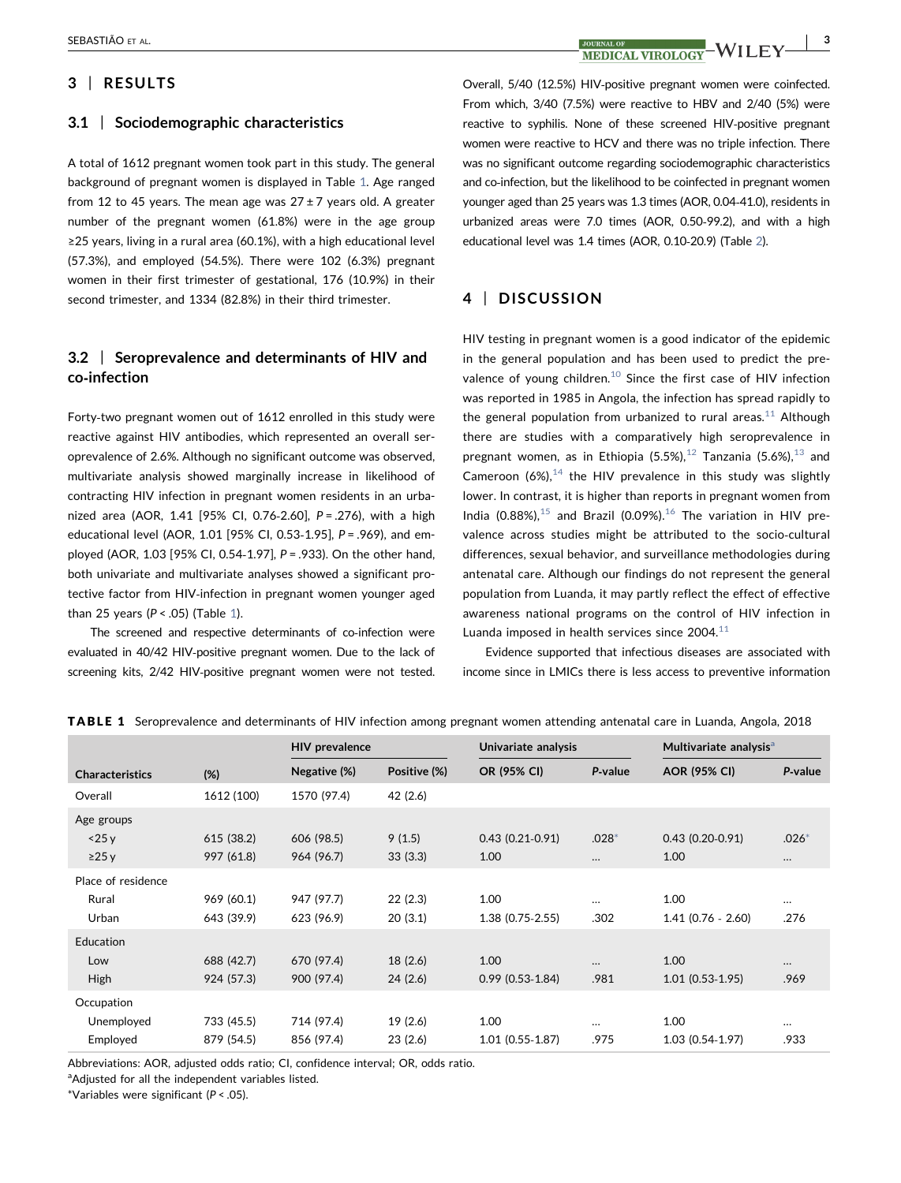## 3 | RESULTS

### 3.1 | Sociodemographic characteristics

A total of 1612 pregnant women took part in this study. The general background of pregnant women is displayed in Table 1. Age ranged from 12 to 45 years. The mean age was $27 \pm 7$ years old. A greater number of the pregnant women (61.8%) were in the age group ≥25 years, living in a rural area (60.1%), with a high educational level (57.3%), and employed (54.5%). There were 102 (6.3%) pregnant women in their first trimester of gestational, 176 (10.9%) in their second trimester, and 1334 (82.8%) in their third trimester.

### 3.2 | Seroprevalence and determinants of HIV and co-infection

Forty-two pregnant women out of 1612 enrolled in this study were reactive against HIV antibodies, which represented an overall seroprevalence of 2.6%. Although no significant outcome was observed, multivariate analysis showed marginally increase in likelihood of contracting HIV infection in pregnant women residents in an urbanized area (AOR, 1.41 [95% CI, 0.76-2.60], $P = .276$), with a high educational level (AOR, 1.01 [95% CI, 0.53-1.95], $P = .969$), and employed (AOR, 1.03 [95% CI, 0.54-1.97], $P = .933$). On the other hand, both univariate and multivariate analyses showed a significant protective factor from HIV-infection in pregnant women younger aged than 25 years ($P < .05$) (Table 1).

The screened and respective determinants of co-infection were evaluated in 40/42 HIV-positive pregnant women. Due to the lack of screening kits, 2/42 HIV-positive pregnant women were not tested. Overall, 5/40 (12.5%) HIV-positive pregnant women were coinfected. From which, 3/40 (7.5%) were reactive to HBV and 2/40 (5%) were reactive to syphilis. None of these screened HIV-positive pregnant women were reactive to HCV and there was no triple infection. There was no significant outcome regarding sociodemographic characteristics and co-infection, but the likelihood to be coinfected in pregnant women younger aged than 25 years was 1.3 times (AOR, 0.04-41.0), residents in urbanized areas were 7.0 times (AOR, 0.50-99.2), and with a high educational level was 1.4 times (AOR, 0.10-20.9) (Table 2).

## 4 | DISCUSSION

HIV testing in pregnant women is a good indicator of the epidemic in the general population and has been used to predict the prevalence of young children.[10] Since the first case of HIV infection was reported in 1985 in Angola, the infection has spread rapidly to the general population from urbanized to rural areas.[11] Although there are studies with a comparatively high seroprevalence in pregnant women, as in Ethiopia (5.5%),[12] Tanzania (5.6%),[13] and Cameroon (6%),[14] the HIV prevalence in this study was slightly lower. In contrast, it is higher than reports in pregnant women from India (0.88%),[15] and Brazil (0.09%).[16] The variation in HIV prevalence across studies might be attributed to the socio-cultural differences, sexual behavior, and surveillance methodologies during antenatal care. Although our findings do not represent the general population from Luanda, it may partly reflect the effect of effective awareness national programs on the control of HIV infection in Luanda imposed in health services since 2004.[11]

Evidence supported that infectious diseases are associated with income since in LMICs there is less access to preventive information

**TABLE 1** Seroprevalence and determinants of HIV infection among pregnant women attending antenatal care in Luanda, Angola, 2018

| | | HIV prevalence | | Univariate analysis | | Multivariate analysis[a] | |
|---|---|---|---|---|---|---|---|
| Characteristics | (%) | Negative (%) | Positive (%) | OR (95% CI) | P-value | AOR (95% CI) | P-value |
| Overall | 1612 (100) | 1570 (97.4) | 42 (2.6) | | | | |
| Age groups | | | | | | | |
| <25 y | 615 (38.2) | 606 (98.5) | 9 (1.5) | 0.43 (0.21-0.91) | .028* | 0.43 (0.20-0.91) | .026* |
| ≥25 y | 997 (61.8) | 964 (96.7) | 33 (3.3) | 1.00 | … | 1.00 | … |
| Place of residence | | | | | | | |
| Rural | 969 (60.1) | 947 (97.7) | 22 (2.3) | 1.00 | … | 1.00 | … |
| Urban | 643 (39.9) | 623 (96.9) | 20 (3.1) | 1.38 (0.75-2.55) | .302 | 1.41 (0.76 - 2.60) | .276 |
| Education | | | | | | | |
| Low | 688 (42.7) | 670 (97.4) | 18 (2.6) | 1.00 | … | 1.00 | … |
| High | 924 (57.3) | 900 (97.4) | 24 (2.6) | 0.99 (0.53-1.84) | .981 | 1.01 (0.53-1.95) | .969 |
| Occupation | | | | | | | |
| Unemployed | 733 (45.5) | 714 (97.4) | 19 (2.6) | 1.00 | … | 1.00 | … |
| Employed | 879 (54.5) | 856 (97.4) | 23 (2.6) | 1.01 (0.55-1.87) | .975 | 1.03 (0.54-1.97) | .933 |

Abbreviations: AOR, adjusted odds ratio; CI, confidence interval; OR, odds ratio.

[a]Adjusted for all the independent variables listed.

*Variables were significant ($P < .05$).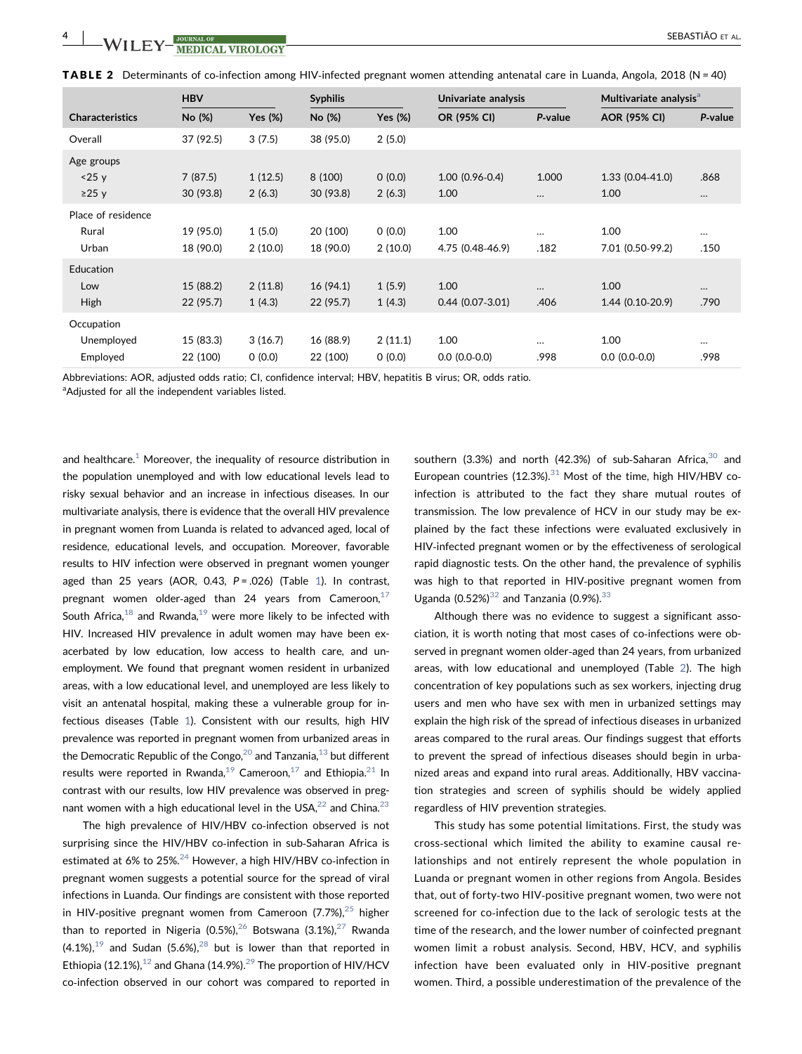**TABLE 2** Determinants of co-infection among HIV-infected pregnant women attending antenatal care in Luanda, Angola, 2018 (N = 40)

| | HBV | | Syphilis | | Univariate analysis | | Multivariate analysis[a] | |
|---|---|---|---|---|---|---|---|---|
| **Characteristics** | **No (%)** | **Yes (%)** | **No (%)** | **Yes (%)** | **OR (95% CI)** | ***P*-value** | **AOR (95% CI)** | ***P*-value** |
| Overall | 37 (92.5) | 3 (7.5) | 38 (95.0) | 2 (5.0) | | | | |
| Age groups | | | | | | | | |
| <25 y | 7 (87.5) | 1 (12.5) | 8 (100) | 0 (0.0) | 1.00 (0.96-0.4) | 1.000 | 1.33 (0.04-41.0) | .868 |
| ≥25 y | 30 (93.8) | 2 (6.3) | 30 (93.8) | 2 (6.3) | 1.00 | ... | 1.00 | ... |
| Place of residence | | | | | | | | |
| Rural | 19 (95.0) | 1 (5.0) | 20 (100) | 0 (0.0) | 1.00 | ... | 1.00 | ... |
| Urban | 18 (90.0) | 2 (10.0) | 18 (90.0) | 2 (10.0) | 4.75 (0.48-46.9) | .182 | 7.01 (0.50-99.2) | .150 |
| Education | | | | | | | | |
| Low | 15 (88.2) | 2 (11.8) | 16 (94.1) | 1 (5.9) | 1.00 | ... | 1.00 | ... |
| High | 22 (95.7) | 1 (4.3) | 22 (95.7) | 1 (4.3) | 0.44 (0.07-3.01) | .406 | 1.44 (0.10-20.9) | .790 |
| Occupation | | | | | | | | |
| Unemployed | 15 (83.3) | 3 (16.7) | 16 (88.9) | 2 (11.1) | 1.00 | ... | 1.00 | ... |
| Employed | 22 (100) | 0 (0.0) | 22 (100) | 0 (0.0) | 0.0 (0.0-0.0) | .998 | 0.0 (0.0-0.0) | .998 |

Abbreviations: AOR, adjusted odds ratio; CI, confidence interval; HBV, hepatitis B virus; OR, odds ratio.
[a]Adjusted for all the independent variables listed.

and healthcare.[1] Moreover, the inequality of resource distribution in the population unemployed and with low educational levels lead to risky sexual behavior and an increase in infectious diseases. In our multivariate analysis, there is evidence that the overall HIV prevalence in pregnant women from Luanda is related to advanced aged, local of residence, educational levels, and occupation. Moreover, favorable results to HIV infection were observed in pregnant women younger aged than 25 years (AOR, 0.43, $P = .026$) (Table 1). In contrast, pregnant women older-aged than 24 years from Cameroon,[17] South Africa,[18] and Rwanda,[19] were more likely to be infected with HIV. Increased HIV prevalence in adult women may have been exacerbated by low education, low access to health care, and unemployment. We found that pregnant women resident in urbanized areas, with a low educational level, and unemployed are less likely to visit an antenatal hospital, making these a vulnerable group for infectious diseases (Table 1). Consistent with our results, high HIV prevalence was reported in pregnant women from urbanized areas in the Democratic Republic of the Congo,[20] and Tanzania,[13] but different results were reported in Rwanda,[19] Cameroon,[17] and Ethiopia.[21] In contrast with our results, low HIV prevalence was observed in pregnant women with a high educational level in the USA,[22] and China.[23]

The high prevalence of HIV/HBV co-infection observed is not surprising since the HIV/HBV co-infection in sub-Saharan Africa is estimated at 6% to 25%.[24] However, a high HIV/HBV co-infection in pregnant women suggests a potential source for the spread of viral infections in Luanda. Our findings are consistent with those reported in HIV-positive pregnant women from Cameroon (7.7%),[25] higher than to reported in Nigeria (0.5%),[26] Botswana (3.1%),[27] Rwanda (4.1%),[19] and Sudan (5.6%),[28] but is lower than that reported in Ethiopia (12.1%),[12] and Ghana (14.9%).[29] The proportion of HIV/HCV co-infection observed in our cohort was compared to reported in southern (3.3%) and north (42.3%) of sub-Saharan Africa,[30] and European countries (12.3%).[31] Most of the time, high HIV/HBV co-infection is attributed to the fact they share mutual routes of transmission. The low prevalence of HCV in our study may be explained by the fact these infections were evaluated exclusively in HIV-infected pregnant women or by the effectiveness of serological rapid diagnostic tests. On the other hand, the prevalence of syphilis was high to that reported in HIV-positive pregnant women from Uganda (0.52%)[32] and Tanzania (0.9%).[33]

Although there was no evidence to suggest a significant association, it is worth noting that most cases of co-infections were observed in pregnant women older-aged than 24 years, from urbanized areas, with low educational and unemployed (Table 2). The high concentration of key populations such as sex workers, injecting drug users and men who have sex with men in urbanized settings may explain the high risk of the spread of infectious diseases in urbanized areas compared to the rural areas. Our findings suggest that efforts to prevent the spread of infectious diseases should begin in urbanized areas and expand into rural areas. Additionally, HBV vaccination strategies and screen of syphilis should be widely applied regardless of HIV prevention strategies.

This study has some potential limitations. First, the study was cross-sectional which limited the ability to examine causal relationships and not entirely represent the whole population in Luanda or pregnant women in other regions from Angola. Besides that, out of forty-two HIV-positive pregnant women, two were not screened for co-infection due to the lack of serologic tests at the time of the research, and the lower number of coinfected pregnant women limit a robust analysis. Second, HBV, HCV, and syphilis infection have been evaluated only in HIV-positive pregnant women. Third, a possible underestimation of the prevalence of the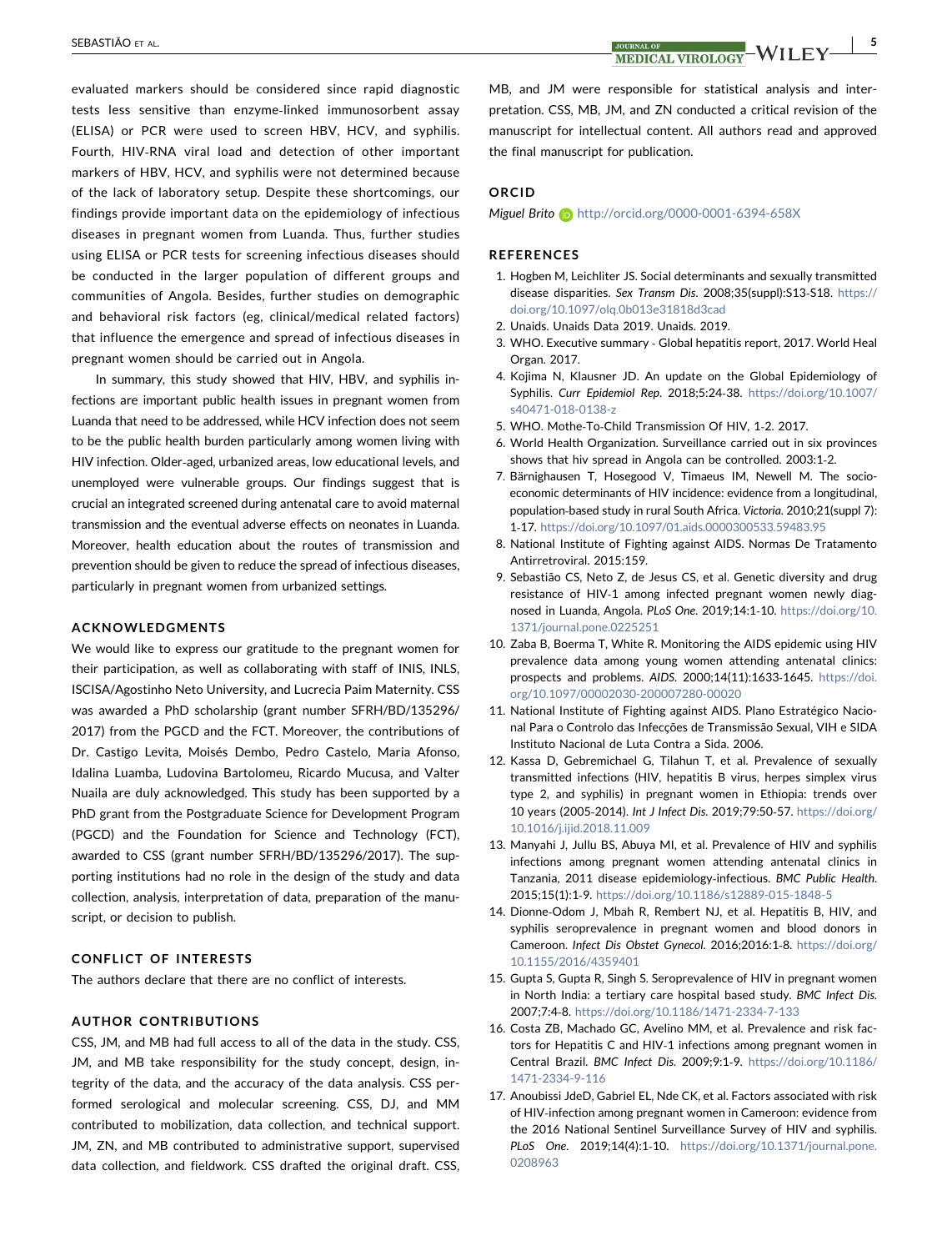evaluated markers should be considered since rapid diagnostic tests less sensitive than enzyme-linked immunosorbent assay (ELISA) or PCR were used to screen HBV, HCV, and syphilis. Fourth, HIV-RNA viral load and detection of other important markers of HBV, HCV, and syphilis were not determined because of the lack of laboratory setup. Despite these shortcomings, our findings provide important data on the epidemiology of infectious diseases in pregnant women from Luanda. Thus, further studies using ELISA or PCR tests for screening infectious diseases should be conducted in the larger population of different groups and communities of Angola. Besides, further studies on demographic and behavioral risk factors (eg, clinical/medical related factors) that influence the emergence and spread of infectious diseases in pregnant women should be carried out in Angola.

In summary, this study showed that HIV, HBV, and syphilis infections are important public health issues in pregnant women from Luanda that need to be addressed, while HCV infection does not seem to be the public health burden particularly among women living with HIV infection. Older-aged, urbanized areas, low educational levels, and unemployed were vulnerable groups. Our findings suggest that is crucial an integrated screened during antenatal care to avoid maternal transmission and the eventual adverse effects on neonates in Luanda. Moreover, health education about the routes of transmission and prevention should be given to reduce the spread of infectious diseases, particularly in pregnant women from urbanized settings.

## ACKNOWLEDGMENTS

We would like to express our gratitude to the pregnant women for their participation, as well as collaborating with staff of INIS, INLS, ISCISA/Agostinho Neto University, and Lucrecia Paim Maternity. CSS was awarded a PhD scholarship (grant number SFRH/BD/135296/2017) from the PGCD and the FCT. Moreover, the contributions of Dr. Castigo Levita, Moisés Dembo, Pedro Castelo, Maria Afonso, Idalina Luamba, Ludovina Bartolomeu, Ricardo Mucusa, and Valter Nuaila are duly acknowledged. This study has been supported by a PhD grant from the Postgraduate Science for Development Program (PGCD) and the Foundation for Science and Technology (FCT), awarded to CSS (grant number SFRH/BD/135296/2017). The supporting institutions had no role in the design of the study and data collection, analysis, interpretation of data, preparation of the manuscript, or decision to publish.

## CONFLICT OF INTERESTS

The authors declare that there are no conflict of interests.

## AUTHOR CONTRIBUTIONS

CSS, JM, and MB had full access to all of the data in the study. CSS, JM, and MB take responsibility for the study concept, design, integrity of the data, and the accuracy of the data analysis. CSS performed serological and molecular screening. CSS, DJ, and MM contributed to mobilization, data collection, and technical support. JM, ZN, and MB contributed to administrative support, supervised data collection, and fieldwork. CSS drafted the original draft. CSS, MB, and JM were responsible for statistical analysis and interpretation. CSS, MB, JM, and ZN conducted a critical revision of the manuscript for intellectual content. All authors read and approved the final manuscript for publication.

## ORCID

*Miguel Brito* http://orcid.org/0000-0001-6394-658X

## REFERENCES

1. Hogben M, Leichliter JS. Social determinants and sexually transmitted disease disparities. *Sex Transm Dis*. 2008;35(suppl):S13-S18. https://doi.org/10.1097/olq.0b013e31818d3cad
2. Unaids. Unaids Data 2019. Unaids. 2019.
3. WHO. Executive summary - Global hepatitis report, 2017. World Heal Organ. 2017.
4. Kojima N, Klausner JD. An update on the Global Epidemiology of Syphilis. *Curr Epidemiol Rep*. 2018;5:24-38. https://doi.org/10.1007/s40471-018-0138-z
5. WHO. Mothe-To-Child Transmission Of HIV, 1-2. 2017.
6. World Health Organization. Surveillance carried out in six provinces shows that hiv spread in Angola can be controlled. 2003:1-2.
7. Bärnighausen T, Hosegood V, Timaeus IM, Newell M. The socioeconomic determinants of HIV incidence: evidence from a longitudinal, population-based study in rural South Africa. *Victoria*. 2010;21(suppl 7):1-17. https://doi.org/10.1097/01.aids.0000300533.59483.95
8. National Institute of Fighting against AIDS. Normas De Tratamento Antirretroviral. 2015:159.
9. Sebastião CS, Neto Z, de Jesus CS, et al. Genetic diversity and drug resistance of HIV-1 among infected pregnant women newly diagnosed in Luanda, Angola. *PLoS One*. 2019;14:1-10. https://doi.org/10.1371/journal.pone.0225251
10. Zaba B, Boerma T, White R. Monitoring the AIDS epidemic using HIV prevalence data among young women attending antenatal clinics: prospects and problems. *AIDS*. 2000;14(11):1633-1645. https://doi.org/10.1097/00002030-200007280-00020
11. National Institute of Fighting against AIDS. Plano Estratégico Nacional Para o Controlo das Infecções de Transmissão Sexual, VIH e SIDA Instituto Nacional de Luta Contra a Sida. 2006.
12. Kassa D, Gebremichael G, Tilahun T, et al. Prevalence of sexually transmitted infections (HIV, hepatitis B virus, herpes simplex virus type 2, and syphilis) in pregnant women in Ethiopia: trends over 10 years (2005-2014). *Int J Infect Dis*. 2019;79:50-57. https://doi.org/10.1016/j.ijid.2018.11.009
13. Manyahi J, Jullu BS, Abuya MI, et al. Prevalence of HIV and syphilis infections among pregnant women attending antenatal clinics in Tanzania, 2011 disease epidemiology-infectious. *BMC Public Health*. 2015;15(1):1-9. https://doi.org/10.1186/s12889-015-1848-5
14. Dionne-Odom J, Mbah R, Rembert NJ, et al. Hepatitis B, HIV, and syphilis seroprevalence in pregnant women and blood donors in Cameroon. *Infect Dis Obstet Gynecol*. 2016;2016:1-8. https://doi.org/10.1155/2016/4359401
15. Gupta S, Gupta R, Singh S. Seroprevalence of HIV in pregnant women in North India: a tertiary care hospital based study. *BMC Infect Dis*. 2007;7:4-8. https://doi.org/10.1186/1471-2334-7-133
16. Costa ZB, Machado GC, Avelino MM, et al. Prevalence and risk factors for Hepatitis C and HIV-1 infections among pregnant women in Central Brazil. *BMC Infect Dis*. 2009;9:1-9. https://doi.org/10.1186/1471-2334-9-116
17. Anoubissi JdeD, Gabriel EL, Nde CK, et al. Factors associated with risk of HIV-infection among pregnant women in Cameroon: evidence from the 2016 National Sentinel Surveillance Survey of HIV and syphilis. *PLoS One*. 2019;14(4):1-10. https://doi.org/10.1371/journal.pone.0208963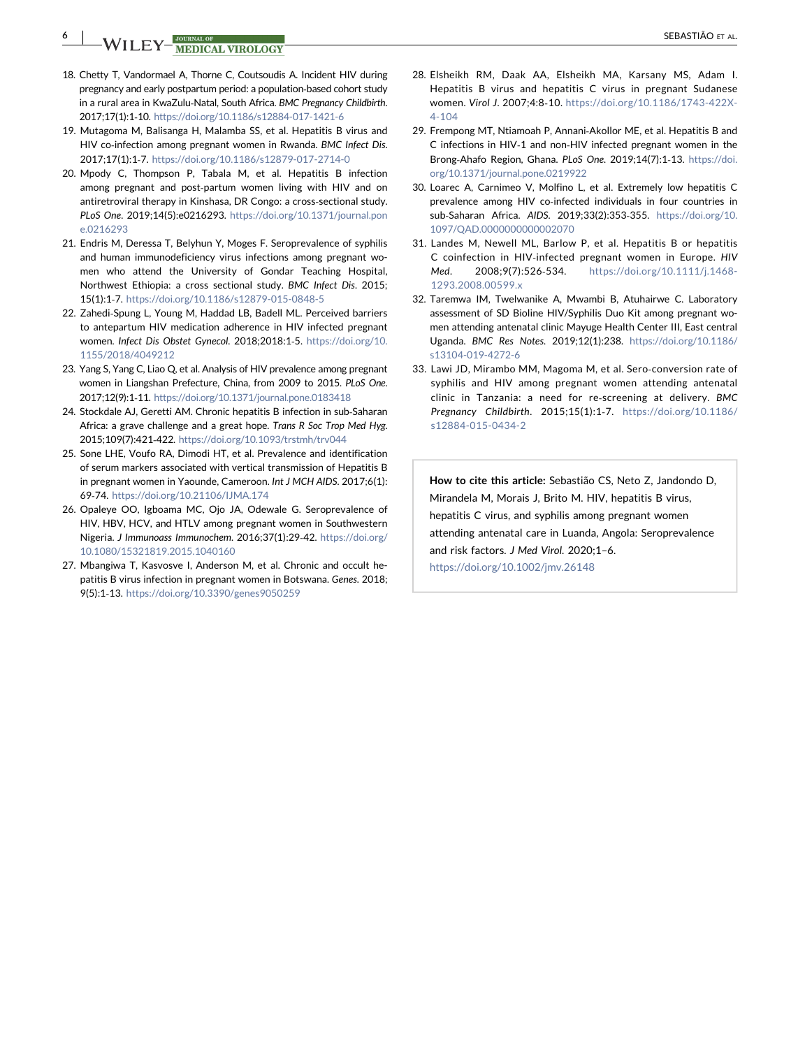18. Chetty T, Vandormael A, Thorne C, Coutsoudis A. Incident HIV during pregnancy and early postpartum period: a population-based cohort study in a rural area in KwaZulu-Natal, South Africa. *BMC Pregnancy Childbirth*. 2017;17(1):1-10. https://doi.org/10.1186/s12884-017-1421-6
19. Mutagoma M, Balisanga H, Malamba SS, et al. Hepatitis B virus and HIV co-infection among pregnant women in Rwanda. *BMC Infect Dis*. 2017;17(1):1-7. https://doi.org/10.1186/s12879-017-2714-0
20. Mpody C, Thompson P, Tabala M, et al. Hepatitis B infection among pregnant and post-partum women living with HIV and on antiretroviral therapy in Kinshasa, DR Congo: a cross-sectional study. *PLoS One*. 2019;14(5):e0216293. https://doi.org/10.1371/journal.pone.0216293
21. Endris M, Deressa T, Belyhun Y, Moges F. Seroprevalence of syphilis and human immunodeficiency virus infections among pregnant women who attend the University of Gondar Teaching Hospital, Northwest Ethiopia: a cross sectional study. *BMC Infect Dis*. 2015; 15(1):1-7. https://doi.org/10.1186/s12879-015-0848-5
22. Zahedi-Spung L, Young M, Haddad LB, Badell ML. Perceived barriers to antepartum HIV medication adherence in HIV infected pregnant women. *Infect Dis Obstet Gynecol*. 2018;2018:1-5. https://doi.org/10.1155/2018/4049212
23. Yang S, Yang C, Liao Q, et al. Analysis of HIV prevalence among pregnant women in Liangshan Prefecture, China, from 2009 to 2015. *PLoS One*. 2017;12(9):1-11. https://doi.org/10.1371/journal.pone.0183418
24. Stockdale AJ, Geretti AM. Chronic hepatitis B infection in sub-Saharan Africa: a grave challenge and a great hope. *Trans R Soc Trop Med Hyg*. 2015;109(7):421-422. https://doi.org/10.1093/trstmh/trv044
25. Sone LHE, Voufo RA, Dimodi HT, et al. Prevalence and identification of serum markers associated with vertical transmission of Hepatitis B in pregnant women in Yaounde, Cameroon. *Int J MCH AIDS*. 2017;6(1): 69-74. https://doi.org/10.21106/IJMA.174
26. Opaleye OO, Igboama MC, Ojo JA, Odewale G. Seroprevalence of HIV, HBV, HCV, and HTLV among pregnant women in Southwestern Nigeria. *J Immunoass Immunochem*. 2016;37(1):29-42. https://doi.org/10.1080/15321819.2015.1040160
27. Mbangiwa T, Kasvosve I, Anderson M, et al. Chronic and occult hepatitis B virus infection in pregnant women in Botswana. *Genes*. 2018; 9(5):1-13. https://doi.org/10.3390/genes9050259
28. Elsheikh RM, Daak AA, Elsheikh MA, Karsany MS, Adam I. Hepatitis B virus and hepatitis C virus in pregnant Sudanese women. *Virol J*. 2007;4:8-10. https://doi.org/10.1186/1743-422X-4-104
29. Frempong MT, Ntiamoah P, Annani-Akollor ME, et al. Hepatitis B and C infections in HIV-1 and non-HIV infected pregnant women in the Brong-Ahafo Region, Ghana. *PLoS One*. 2019;14(7):1-13. https://doi.org/10.1371/journal.pone.0219922
30. Loarec A, Carnimeo V, Molfino L, et al. Extremely low hepatitis C prevalence among HIV co-infected individuals in four countries in sub-Saharan Africa. *AIDS*. 2019;33(2):353-355. https://doi.org/10.1097/QAD.0000000000002070
31. Landes M, Newell ML, Barlow P, et al. Hepatitis B or hepatitis C coinfection in HIV-infected pregnant women in Europe. *HIV Med*. 2008;9(7):526-534. https://doi.org/10.1111/j.1468-1293.2008.00599.x
32. Taremwa IM, Twelwanike A, Mwambi B, Atuhairwe C. Laboratory assessment of SD Bioline HIV/Syphilis Duo Kit among pregnant women attending antenatal clinic Mayuge Health Center III, East central Uganda. *BMC Res Notes*. 2019;12(1):238. https://doi.org/10.1186/s13104-019-4272-6
33. Lawi JD, Mirambo MM, Magoma M, et al. Sero-conversion rate of syphilis and HIV among pregnant women attending antenatal clinic in Tanzania: a need for re-screening at delivery. *BMC Pregnancy Childbirth*. 2015;15(1):1-7. https://doi.org/10.1186/s12884-015-0434-2

**How to cite this article:** Sebastião CS, Neto Z, Jandondo D, Mirandela M, Morais J, Brito M. HIV, hepatitis B virus, hepatitis C virus, and syphilis among pregnant women attending antenatal care in Luanda, Angola: Seroprevalence and risk factors. *J Med Virol*. 2020;1–6. https://doi.org/10.1002/jmv.26148